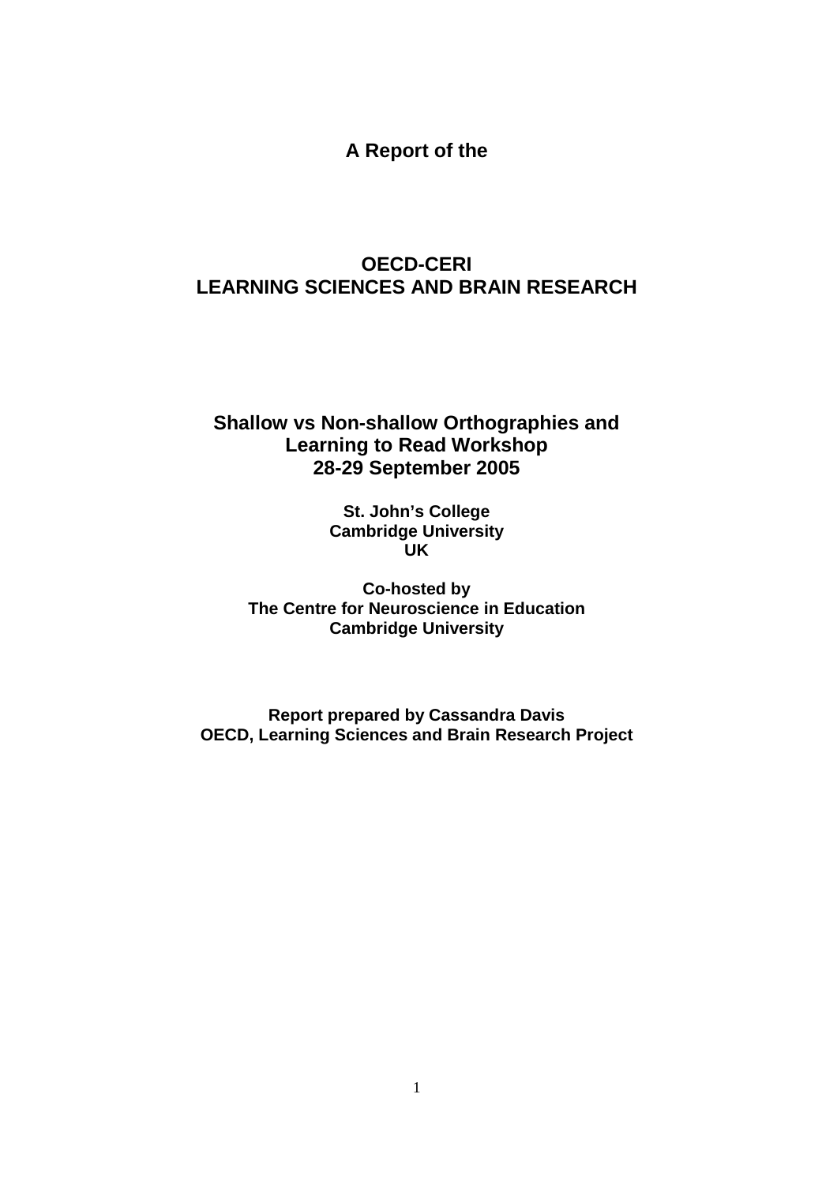**A Report of the**

# OECD-CERI
# LEARNING SCIENCES AND BRAIN RESEARCH

## Shallow vs Non-shallow Orthographies and Learning to Read Workshop
## 28-29 September 2005

**St. John's College**
**Cambridge University**
**UK**

**Co-hosted by**
**The Centre for Neuroscience in Education**
**Cambridge University**

**Report prepared by Cassandra Davis**
**OECD, Learning Sciences and Brain Research Project**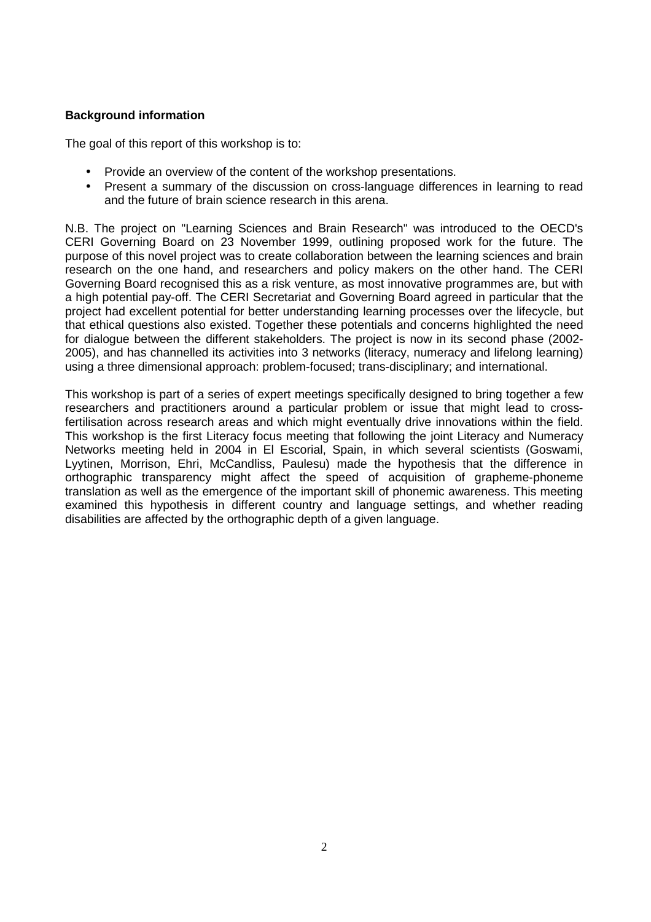**Background information**

The goal of this report of this workshop is to:

- Provide an overview of the content of the workshop presentations.
- Present a summary of the discussion on cross-language differences in learning to read and the future of brain science research in this arena.

N.B. The project on "Learning Sciences and Brain Research" was introduced to the OECD's CERI Governing Board on 23 November 1999, outlining proposed work for the future. The purpose of this novel project was to create collaboration between the learning sciences and brain research on the one hand, and researchers and policy makers on the other hand. The CERI Governing Board recognised this as a risk venture, as most innovative programmes are, but with a high potential pay-off. The CERI Secretariat and Governing Board agreed in particular that the project had excellent potential for better understanding learning processes over the lifecycle, but that ethical questions also existed. Together these potentials and concerns highlighted the need for dialogue between the different stakeholders. The project is now in its second phase (2002-2005), and has channelled its activities into 3 networks (literacy, numeracy and lifelong learning) using a three dimensional approach: problem-focused; trans-disciplinary; and international.

This workshop is part of a series of expert meetings specifically designed to bring together a few researchers and practitioners around a particular problem or issue that might lead to cross-fertilisation across research areas and which might eventually drive innovations within the field. This workshop is the first Literacy focus meeting that following the joint Literacy and Numeracy Networks meeting held in 2004 in El Escorial, Spain, in which several scientists (Goswami, Lyytinen, Morrison, Ehri, McCandliss, Paulesu) made the hypothesis that the difference in orthographic transparency might affect the speed of acquisition of grapheme-phoneme translation as well as the emergence of the important skill of phonemic awareness. This meeting examined this hypothesis in different country and language settings, and whether reading disabilities are affected by the orthographic depth of a given language.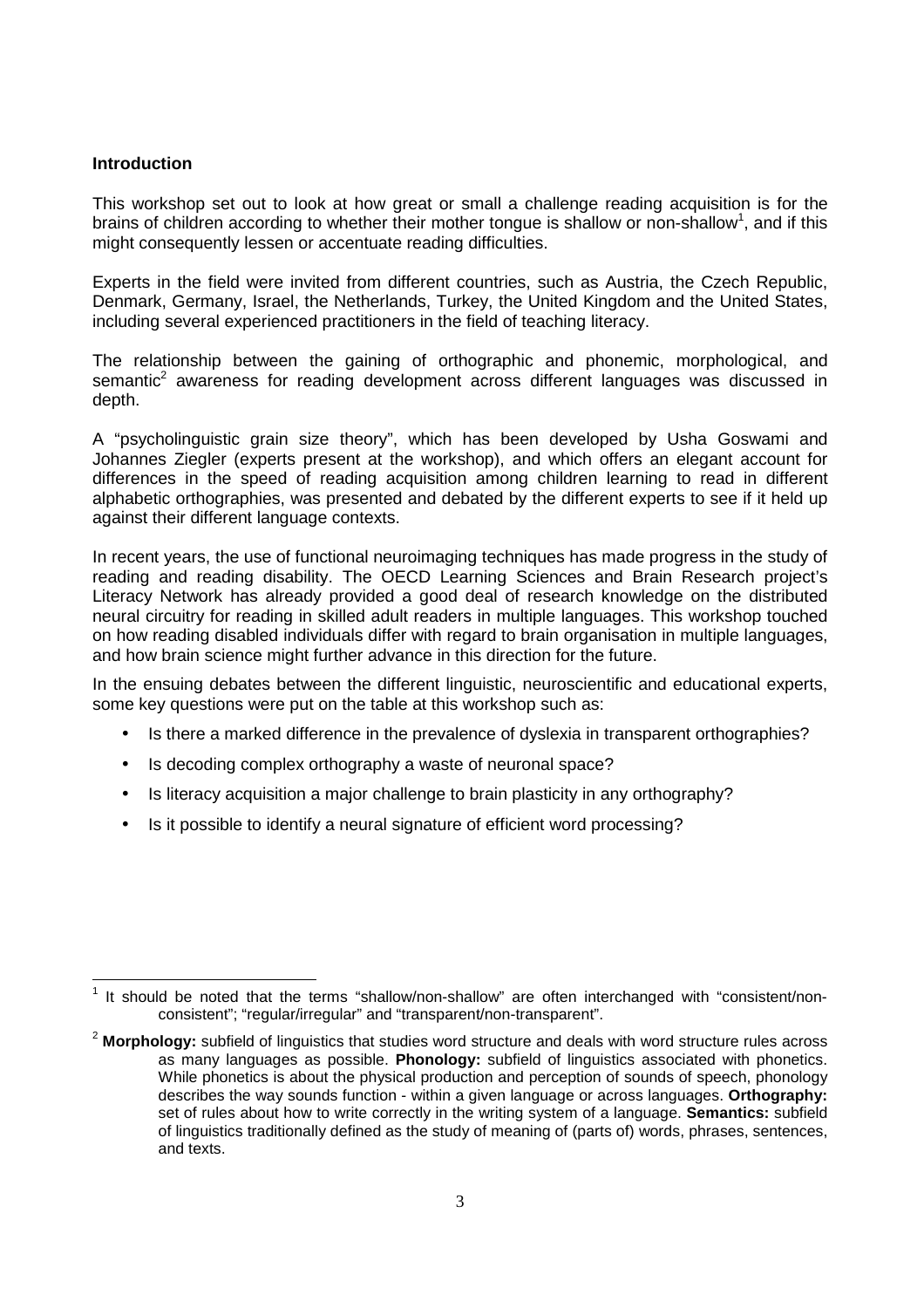**Introduction**

This workshop set out to look at how great or small a challenge reading acquisition is for the brains of children according to whether their mother tongue is shallow or non-shallow[1], and if this might consequently lessen or accentuate reading difficulties.

Experts in the field were invited from different countries, such as Austria, the Czech Republic, Denmark, Germany, Israel, the Netherlands, Turkey, the United Kingdom and the United States, including several experienced practitioners in the field of teaching literacy.

The relationship between the gaining of orthographic and phonemic, morphological, and semantic[2] awareness for reading development across different languages was discussed in depth.

A "psycholinguistic grain size theory", which has been developed by Usha Goswami and Johannes Ziegler (experts present at the workshop), and which offers an elegant account for differences in the speed of reading acquisition among children learning to read in different alphabetic orthographies, was presented and debated by the different experts to see if it held up against their different language contexts.

In recent years, the use of functional neuroimaging techniques has made progress in the study of reading and reading disability. The OECD Learning Sciences and Brain Research project's Literacy Network has already provided a good deal of research knowledge on the distributed neural circuitry for reading in skilled adult readers in multiple languages. This workshop touched on how reading disabled individuals differ with regard to brain organisation in multiple languages, and how brain science might further advance in this direction for the future.

In the ensuing debates between the different linguistic, neuroscientific and educational experts, some key questions were put on the table at this workshop such as:

- Is there a marked difference in the prevalence of dyslexia in transparent orthographies?
- Is decoding complex orthography a waste of neuronal space?
- Is literacy acquisition a major challenge to brain plasticity in any orthography?
- Is it possible to identify a neural signature of efficient word processing?

---

[1] It should be noted that the terms "shallow/non-shallow" are often interchanged with "consistent/non-consistent"; "regular/irregular" and "transparent/non-transparent".

[2] **Morphology:** subfield of linguistics that studies word structure and deals with word structure rules across as many languages as possible. **Phonology:** subfield of linguistics associated with phonetics. While phonetics is about the physical production and perception of sounds of speech, phonology describes the way sounds function - within a given language or across languages. **Orthography:** set of rules about how to write correctly in the writing system of a language. **Semantics:** subfield of linguistics traditionally defined as the study of meaning of (parts of) words, phrases, sentences, and texts.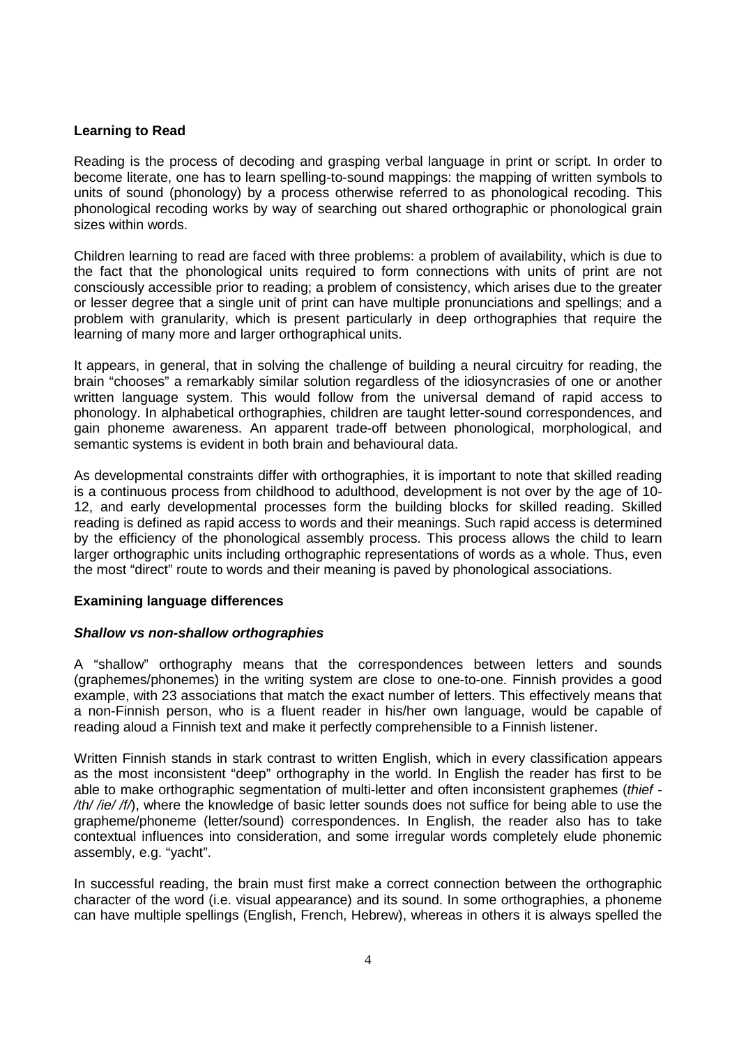## Learning to Read

Reading is the process of decoding and grasping verbal language in print or script. In order to become literate, one has to learn spelling-to-sound mappings: the mapping of written symbols to units of sound (phonology) by a process otherwise referred to as phonological recoding. This phonological recoding works by way of searching out shared orthographic or phonological grain sizes within words.

Children learning to read are faced with three problems: a problem of availability, which is due to the fact that the phonological units required to form connections with units of print are not consciously accessible prior to reading; a problem of consistency, which arises due to the greater or lesser degree that a single unit of print can have multiple pronunciations and spellings; and a problem with granularity, which is present particularly in deep orthographies that require the learning of many more and larger orthographical units.

It appears, in general, that in solving the challenge of building a neural circuitry for reading, the brain "chooses" a remarkably similar solution regardless of the idiosyncrasies of one or another written language system. This would follow from the universal demand of rapid access to phonology. In alphabetical orthographies, children are taught letter-sound correspondences, and gain phoneme awareness. An apparent trade-off between phonological, morphological, and semantic systems is evident in both brain and behavioural data.

As developmental constraints differ with orthographies, it is important to note that skilled reading is a continuous process from childhood to adulthood, development is not over by the age of 10-12, and early developmental processes form the building blocks for skilled reading. Skilled reading is defined as rapid access to words and their meanings. Such rapid access is determined by the efficiency of the phonological assembly process. This process allows the child to learn larger orthographic units including orthographic representations of words as a whole. Thus, even the most "direct" route to words and their meaning is paved by phonological associations.

## Examining language differences

### *Shallow vs non-shallow orthographies*

A "shallow" orthography means that the correspondences between letters and sounds (graphemes/phonemes) in the writing system are close to one-to-one. Finnish provides a good example, with 23 associations that match the exact number of letters. This effectively means that a non-Finnish person, who is a fluent reader in his/her own language, would be capable of reading aloud a Finnish text and make it perfectly comprehensible to a Finnish listener.

Written Finnish stands in stark contrast to written English, which in every classification appears as the most inconsistent "deep" orthography in the world. In English the reader has first to be able to make orthographic segmentation of multi-letter and often inconsistent graphemes (*thief - /th/ /ie/ /f/*), where the knowledge of basic letter sounds does not suffice for being able to use the grapheme/phoneme (letter/sound) correspondences. In English, the reader also has to take contextual influences into consideration, and some irregular words completely elude phonemic assembly, e.g. "yacht".

In successful reading, the brain must first make a correct connection between the orthographic character of the word (i.e. visual appearance) and its sound. In some orthographies, a phoneme can have multiple spellings (English, French, Hebrew), whereas in others it is always spelled the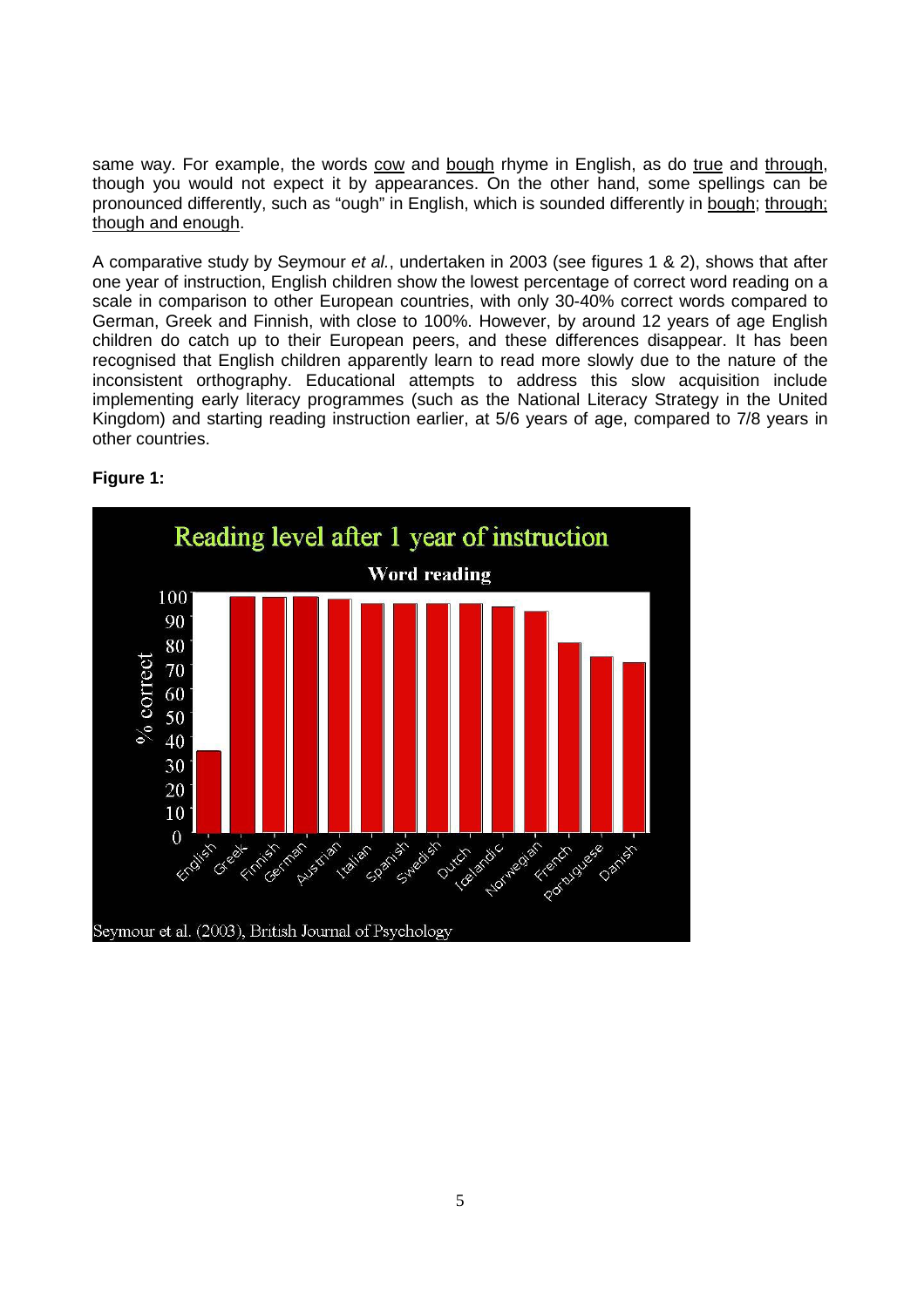same way. For example, the words cow and bough rhyme in English, as do true and through, though you would not expect it by appearances. On the other hand, some spellings can be pronounced differently, such as "ough" in English, which is sounded differently in bough; through; though and enough.

A comparative study by Seymour *et al.*, undertaken in 2003 (see figures 1 & 2), shows that after one year of instruction, English children show the lowest percentage of correct word reading on a scale in comparison to other European countries, with only 30-40% correct words compared to German, Greek and Finnish, with close to 100%. However, by around 12 years of age English children do catch up to their European peers, and these differences disappear. It has been recognised that English children apparently learn to read more slowly due to the nature of the inconsistent orthography. Educational attempts to address this slow acquisition include implementing early literacy programmes (such as the National Literacy Strategy in the United Kingdom) and starting reading instruction earlier, at 5/6 years of age, compared to 7/8 years in other countries.

**Figure 1:**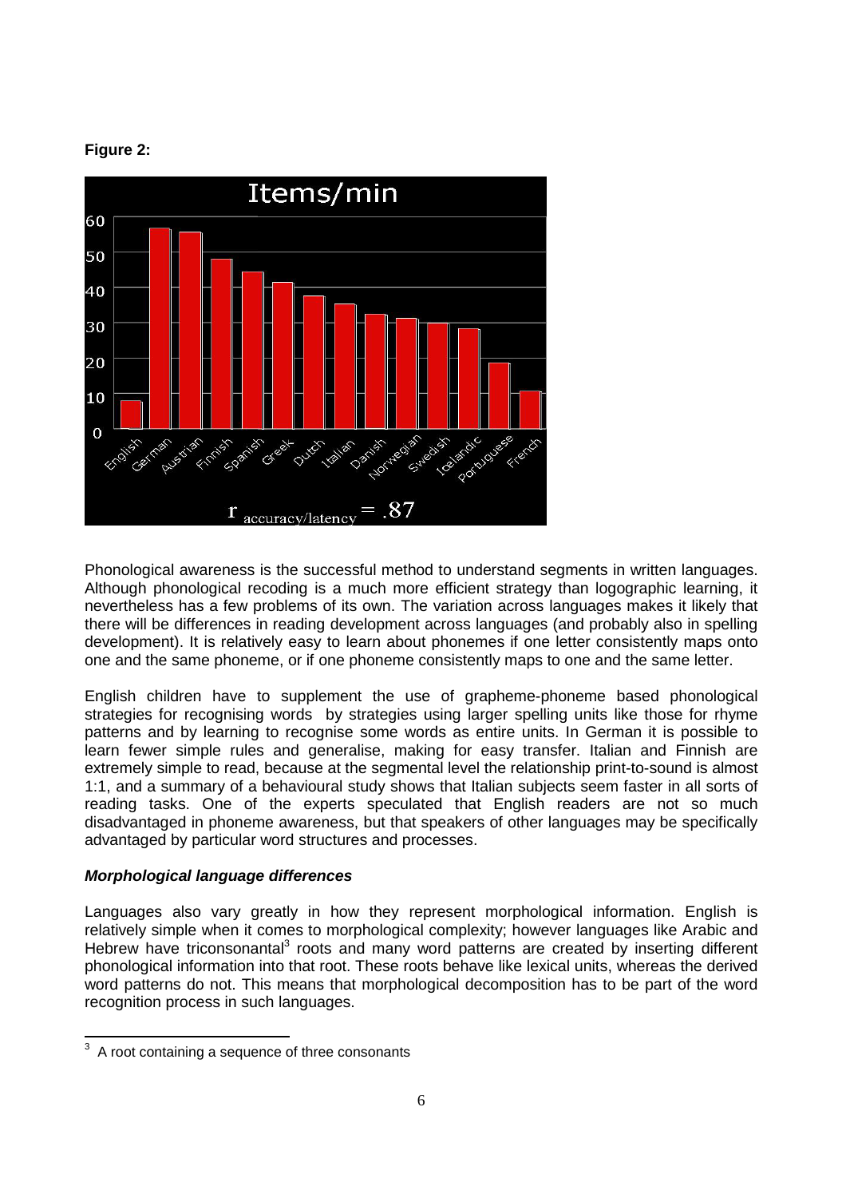**Figure 2:**

Phonological awareness is the successful method to understand segments in written languages. Although phonological recoding is a much more efficient strategy than logographic learning, it nevertheless has a few problems of its own. The variation across languages makes it likely that there will be differences in reading development across languages (and probably also in spelling development). It is relatively easy to learn about phonemes if one letter consistently maps onto one and the same phoneme, or if one phoneme consistently maps to one and the same letter.

English children have to supplement the use of grapheme-phoneme based phonological strategies for recognising words by strategies using larger spelling units like those for rhyme patterns and by learning to recognise some words as entire units. In German it is possible to learn fewer simple rules and generalise, making for easy transfer. Italian and Finnish are extremely simple to read, because at the segmental level the relationship print-to-sound is almost 1:1, and a summary of a behavioural study shows that Italian subjects seem faster in all sorts of reading tasks. One of the experts speculated that English readers are not so much disadvantaged in phoneme awareness, but that speakers of other languages may be specifically advantaged by particular word structures and processes.

***Morphological language differences***

Languages also vary greatly in how they represent morphological information. English is relatively simple when it comes to morphological complexity; however languages like Arabic and Hebrew have triconsonantal[3] roots and many word patterns are created by inserting different phonological information into that root. These roots behave like lexical units, whereas the derived word patterns do not. This means that morphological decomposition has to be part of the word recognition process in such languages.

[3] A root containing a sequence of three consonants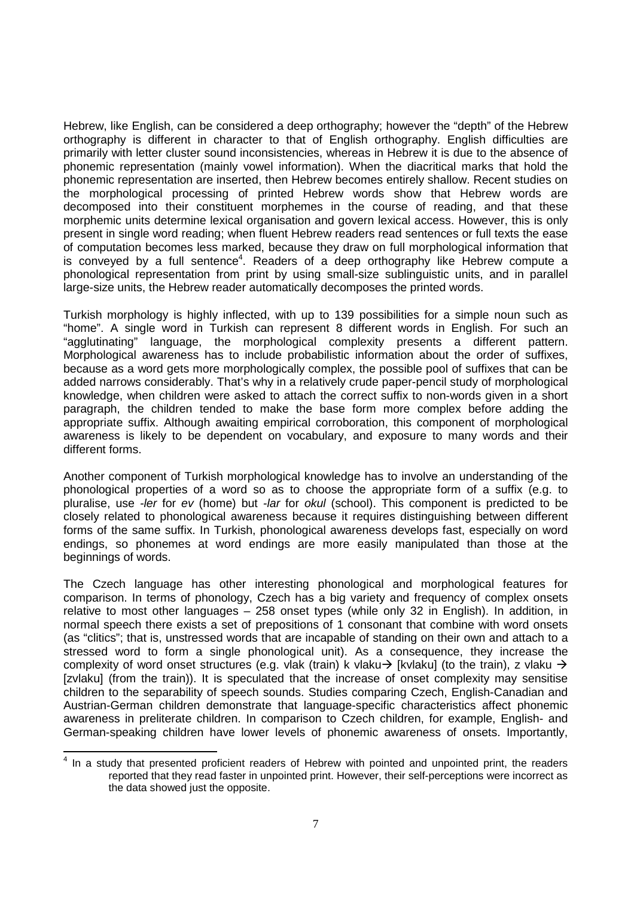Hebrew, like English, can be considered a deep orthography; however the "depth" of the Hebrew orthography is different in character to that of English orthography. English difficulties are primarily with letter cluster sound inconsistencies, whereas in Hebrew it is due to the absence of phonemic representation (mainly vowel information). When the diacritical marks that hold the phonemic representation are inserted, then Hebrew becomes entirely shallow. Recent studies on the morphological processing of printed Hebrew words show that Hebrew words are decomposed into their constituent morphemes in the course of reading, and that these morphemic units determine lexical organisation and govern lexical access. However, this is only present in single word reading; when fluent Hebrew readers read sentences or full texts the ease of computation becomes less marked, because they draw on full morphological information that is conveyed by a full sentence[4]. Readers of a deep orthography like Hebrew compute a phonological representation from print by using small-size sublinguistic units, and in parallel large-size units, the Hebrew reader automatically decomposes the printed words.

Turkish morphology is highly inflected, with up to 139 possibilities for a simple noun such as "home". A single word in Turkish can represent 8 different words in English. For such an "agglutinating" language, the morphological complexity presents a different pattern. Morphological awareness has to include probabilistic information about the order of suffixes, because as a word gets more morphologically complex, the possible pool of suffixes that can be added narrows considerably. That's why in a relatively crude paper-pencil study of morphological knowledge, when children were asked to attach the correct suffix to non-words given in a short paragraph, the children tended to make the base form more complex before adding the appropriate suffix. Although awaiting empirical corroboration, this component of morphological awareness is likely to be dependent on vocabulary, and exposure to many words and their different forms.

Another component of Turkish morphological knowledge has to involve an understanding of the phonological properties of a word so as to choose the appropriate form of a suffix (e.g. to pluralise, use *-ler* for *ev* (home) but *-lar* for *okul* (school). This component is predicted to be closely related to phonological awareness because it requires distinguishing between different forms of the same suffix. In Turkish, phonological awareness develops fast, especially on word endings, so phonemes at word endings are more easily manipulated than those at the beginnings of words.

The Czech language has other interesting phonological and morphological features for comparison. In terms of phonology, Czech has a big variety and frequency of complex onsets relative to most other languages – 258 onset types (while only 32 in English). In addition, in normal speech there exists a set of prepositions of 1 consonant that combine with word onsets (as "clitics"; that is, unstressed words that are incapable of standing on their own and attach to a stressed word to form a single phonological unit). As a consequence, they increase the complexity of word onset structures (e.g. vlak (train) k vlaku→ [kvlaku] (to the train), z vlaku → [zvlaku] (from the train)). It is speculated that the increase of onset complexity may sensitise children to the separability of speech sounds. Studies comparing Czech, English-Canadian and Austrian-German children demonstrate that language-specific characteristics affect phonemic awareness in preliterate children. In comparison to Czech children, for example, English- and German-speaking children have lower levels of phonemic awareness of onsets. Importantly,

[4] In a study that presented proficient readers of Hebrew with pointed and unpointed print, the readers reported that they read faster in unpointed print. However, their self-perceptions were incorrect as the data showed just the opposite.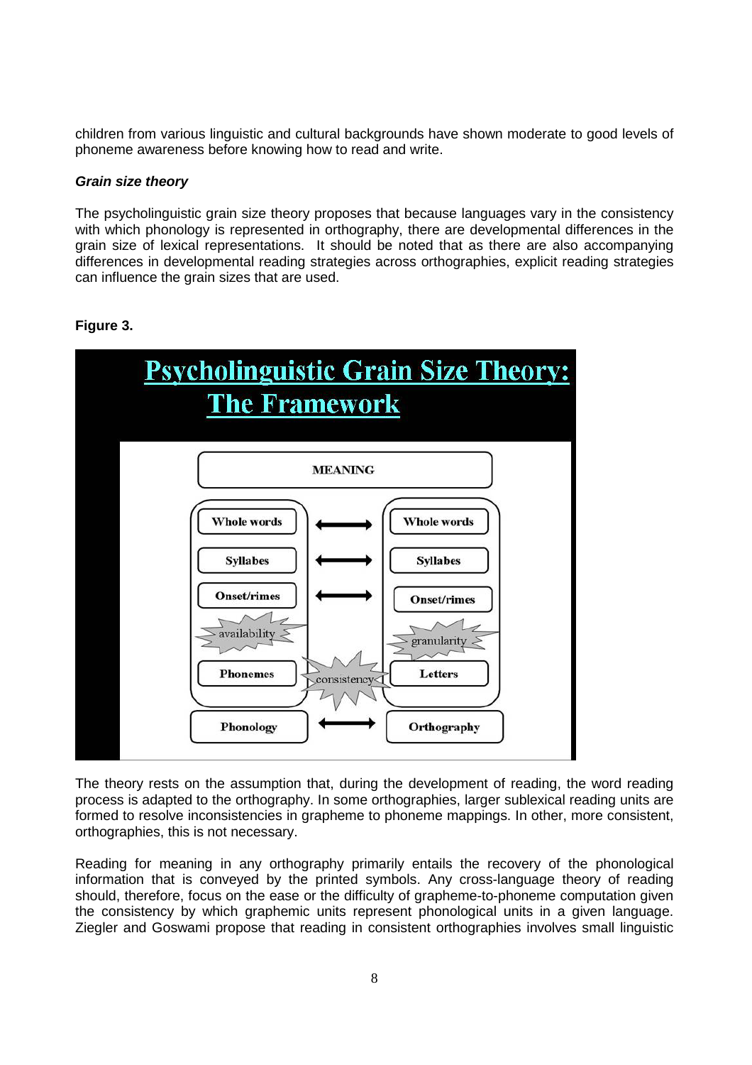children from various linguistic and cultural backgrounds have shown moderate to good levels of phoneme awareness before knowing how to read and write.

***Grain size theory***

The psycholinguistic grain size theory proposes that because languages vary in the consistency with which phonology is represented in orthography, there are developmental differences in the grain size of lexical representations. It should be noted that as there are also accompanying differences in developmental reading strategies across orthographies, explicit reading strategies can influence the grain sizes that are used.

**Figure 3.**

The theory rests on the assumption that, during the development of reading, the word reading process is adapted to the orthography. In some orthographies, larger sublexical reading units are formed to resolve inconsistencies in grapheme to phoneme mappings. In other, more consistent, orthographies, this is not necessary.

Reading for meaning in any orthography primarily entails the recovery of the phonological information that is conveyed by the printed symbols. Any cross-language theory of reading should, therefore, focus on the ease or the difficulty of grapheme-to-phoneme computation given the consistency by which graphemic units represent phonological units in a given language. Ziegler and Goswami propose that reading in consistent orthographies involves small linguistic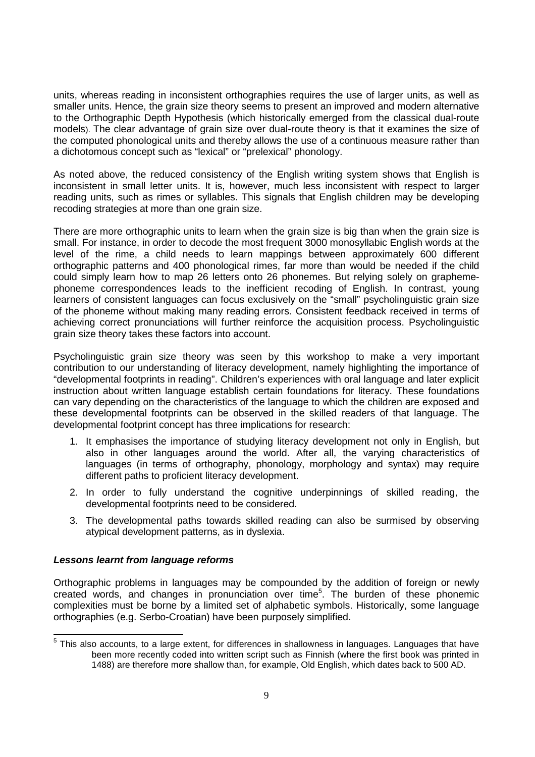units, whereas reading in inconsistent orthographies requires the use of larger units, as well as smaller units. Hence, the grain size theory seems to present an improved and modern alternative to the Orthographic Depth Hypothesis (which historically emerged from the classical dual-route models). The clear advantage of grain size over dual-route theory is that it examines the size of the computed phonological units and thereby allows the use of a continuous measure rather than a dichotomous concept such as "lexical" or "prelexical" phonology.

As noted above, the reduced consistency of the English writing system shows that English is inconsistent in small letter units. It is, however, much less inconsistent with respect to larger reading units, such as rimes or syllables. This signals that English children may be developing recoding strategies at more than one grain size.

There are more orthographic units to learn when the grain size is big than when the grain size is small. For instance, in order to decode the most frequent 3000 monosyllabic English words at the level of the rime, a child needs to learn mappings between approximately 600 different orthographic patterns and 400 phonological rimes, far more than would be needed if the child could simply learn how to map 26 letters onto 26 phonemes. But relying solely on grapheme-phoneme correspondences leads to the inefficient recoding of English. In contrast, young learners of consistent languages can focus exclusively on the "small" psycholinguistic grain size of the phoneme without making many reading errors. Consistent feedback received in terms of achieving correct pronunciations will further reinforce the acquisition process. Psycholinguistic grain size theory takes these factors into account.

Psycholinguistic grain size theory was seen by this workshop to make a very important contribution to our understanding of literacy development, namely highlighting the importance of "developmental footprints in reading". Children's experiences with oral language and later explicit instruction about written language establish certain foundations for literacy. These foundations can vary depending on the characteristics of the language to which the children are exposed and these developmental footprints can be observed in the skilled readers of that language. The developmental footprint concept has three implications for research:

1. It emphasises the importance of studying literacy development not only in English, but also in other languages around the world. After all, the varying characteristics of languages (in terms of orthography, phonology, morphology and syntax) may require different paths to proficient literacy development.
2. In order to fully understand the cognitive underpinnings of skilled reading, the developmental footprints need to be considered.
3. The developmental paths towards skilled reading can also be surmised by observing atypical development patterns, as in dyslexia.

### ***Lessons learnt from language reforms***

Orthographic problems in languages may be compounded by the addition of foreign or newly created words, and changes in pronunciation over time[5]. The burden of these phonemic complexities must be borne by a limited set of alphabetic symbols. Historically, some language orthographies (e.g. Serbo-Croatian) have been purposely simplified.

[5] This also accounts, to a large extent, for differences in shallowness in languages. Languages that have been more recently coded into written script such as Finnish (where the first book was printed in 1488) are therefore more shallow than, for example, Old English, which dates back to 500 AD.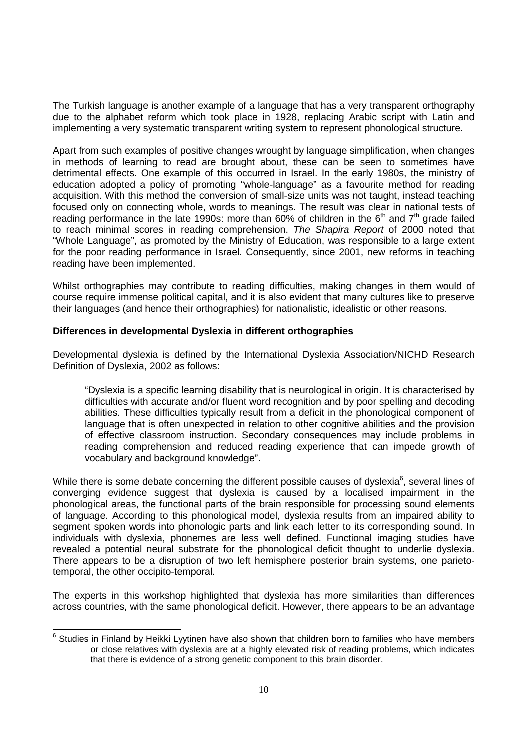The Turkish language is another example of a language that has a very transparent orthography due to the alphabet reform which took place in 1928, replacing Arabic script with Latin and implementing a very systematic transparent writing system to represent phonological structure.

Apart from such examples of positive changes wrought by language simplification, when changes in methods of learning to read are brought about, these can be seen to sometimes have detrimental effects. One example of this occurred in Israel. In the early 1980s, the ministry of education adopted a policy of promoting "whole-language" as a favourite method for reading acquisition. With this method the conversion of small-size units was not taught, instead teaching focused only on connecting whole, words to meanings. The result was clear in national tests of reading performance in the late 1990s: more than 60% of children in the 6th and 7th grade failed to reach minimal scores in reading comprehension. *The Shapira Report* of 2000 noted that "Whole Language", as promoted by the Ministry of Education, was responsible to a large extent for the poor reading performance in Israel. Consequently, since 2001, new reforms in teaching reading have been implemented.

Whilst orthographies may contribute to reading difficulties, making changes in them would of course require immense political capital, and it is also evident that many cultures like to preserve their languages (and hence their orthographies) for nationalistic, idealistic or other reasons.

**Differences in developmental Dyslexia in different orthographies**

Developmental dyslexia is defined by the International Dyslexia Association/NICHD Research Definition of Dyslexia, 2002 as follows:

> "Dyslexia is a specific learning disability that is neurological in origin. It is characterised by difficulties with accurate and/or fluent word recognition and by poor spelling and decoding abilities. These difficulties typically result from a deficit in the phonological component of language that is often unexpected in relation to other cognitive abilities and the provision of effective classroom instruction. Secondary consequences may include problems in reading comprehension and reduced reading experience that can impede growth of vocabulary and background knowledge".

While there is some debate concerning the different possible causes of dyslexia[6], several lines of converging evidence suggest that dyslexia is caused by a localised impairment in the phonological areas, the functional parts of the brain responsible for processing sound elements of language. According to this phonological model, dyslexia results from an impaired ability to segment spoken words into phonologic parts and link each letter to its corresponding sound. In individuals with dyslexia, phonemes are less well defined. Functional imaging studies have revealed a potential neural substrate for the phonological deficit thought to underlie dyslexia. There appears to be a disruption of two left hemisphere posterior brain systems, one parieto-temporal, the other occipito-temporal.

The experts in this workshop highlighted that dyslexia has more similarities than differences across countries, with the same phonological deficit. However, there appears to be an advantage

[6] Studies in Finland by Heikki Lyytinen have also shown that children born to families who have members or close relatives with dyslexia are at a highly elevated risk of reading problems, which indicates that there is evidence of a strong genetic component to this brain disorder.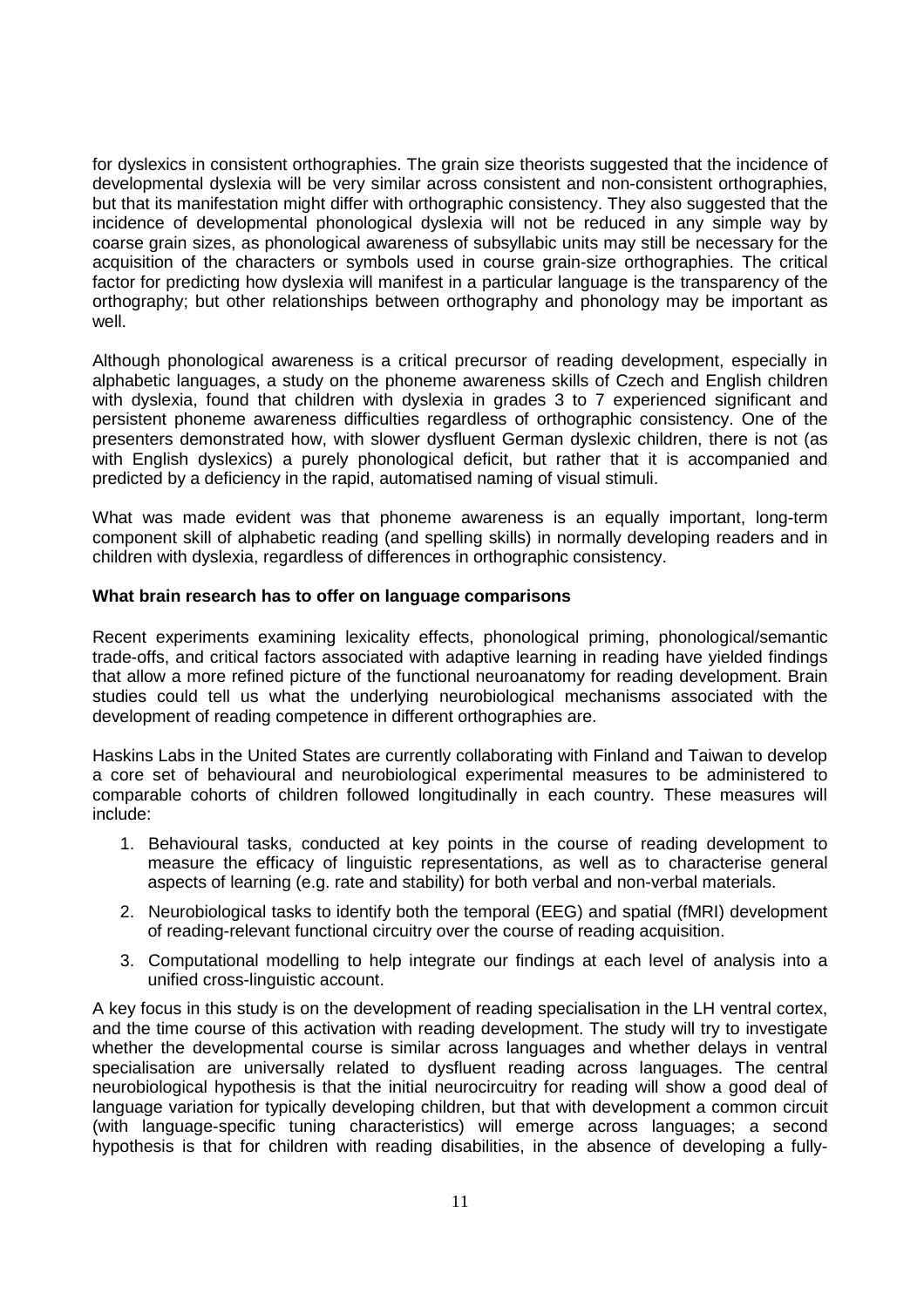for dyslexics in consistent orthographies. The grain size theorists suggested that the incidence of developmental dyslexia will be very similar across consistent and non-consistent orthographies, but that its manifestation might differ with orthographic consistency. They also suggested that the incidence of developmental phonological dyslexia will not be reduced in any simple way by coarse grain sizes, as phonological awareness of subsyllabic units may still be necessary for the acquisition of the characters or symbols used in course grain-size orthographies. The critical factor for predicting how dyslexia will manifest in a particular language is the transparency of the orthography; but other relationships between orthography and phonology may be important as well.

Although phonological awareness is a critical precursor of reading development, especially in alphabetic languages, a study on the phoneme awareness skills of Czech and English children with dyslexia, found that children with dyslexia in grades 3 to 7 experienced significant and persistent phoneme awareness difficulties regardless of orthographic consistency. One of the presenters demonstrated how, with slower dysfluent German dyslexic children, there is not (as with English dyslexics) a purely phonological deficit, but rather that it is accompanied and predicted by a deficiency in the rapid, automatised naming of visual stimuli.

What was made evident was that phoneme awareness is an equally important, long-term component skill of alphabetic reading (and spelling skills) in normally developing readers and in children with dyslexia, regardless of differences in orthographic consistency.

**What brain research has to offer on language comparisons**

Recent experiments examining lexicality effects, phonological priming, phonological/semantic trade-offs, and critical factors associated with adaptive learning in reading have yielded findings that allow a more refined picture of the functional neuroanatomy for reading development. Brain studies could tell us what the underlying neurobiological mechanisms associated with the development of reading competence in different orthographies are.

Haskins Labs in the United States are currently collaborating with Finland and Taiwan to develop a core set of behavioural and neurobiological experimental measures to be administered to comparable cohorts of children followed longitudinally in each country. These measures will include:

1. Behavioural tasks, conducted at key points in the course of reading development to measure the efficacy of linguistic representations, as well as to characterise general aspects of learning (e.g. rate and stability) for both verbal and non-verbal materials.
2. Neurobiological tasks to identify both the temporal (EEG) and spatial (fMRI) development of reading-relevant functional circuitry over the course of reading acquisition.
3. Computational modelling to help integrate our findings at each level of analysis into a unified cross-linguistic account.

A key focus in this study is on the development of reading specialisation in the LH ventral cortex, and the time course of this activation with reading development. The study will try to investigate whether the developmental course is similar across languages and whether delays in ventral specialisation are universally related to dysfluent reading across languages. The central neurobiological hypothesis is that the initial neurocircuitry for reading will show a good deal of language variation for typically developing children, but that with development a common circuit (with language-specific tuning characteristics) will emerge across languages; a second hypothesis is that for children with reading disabilities, in the absence of developing a fully-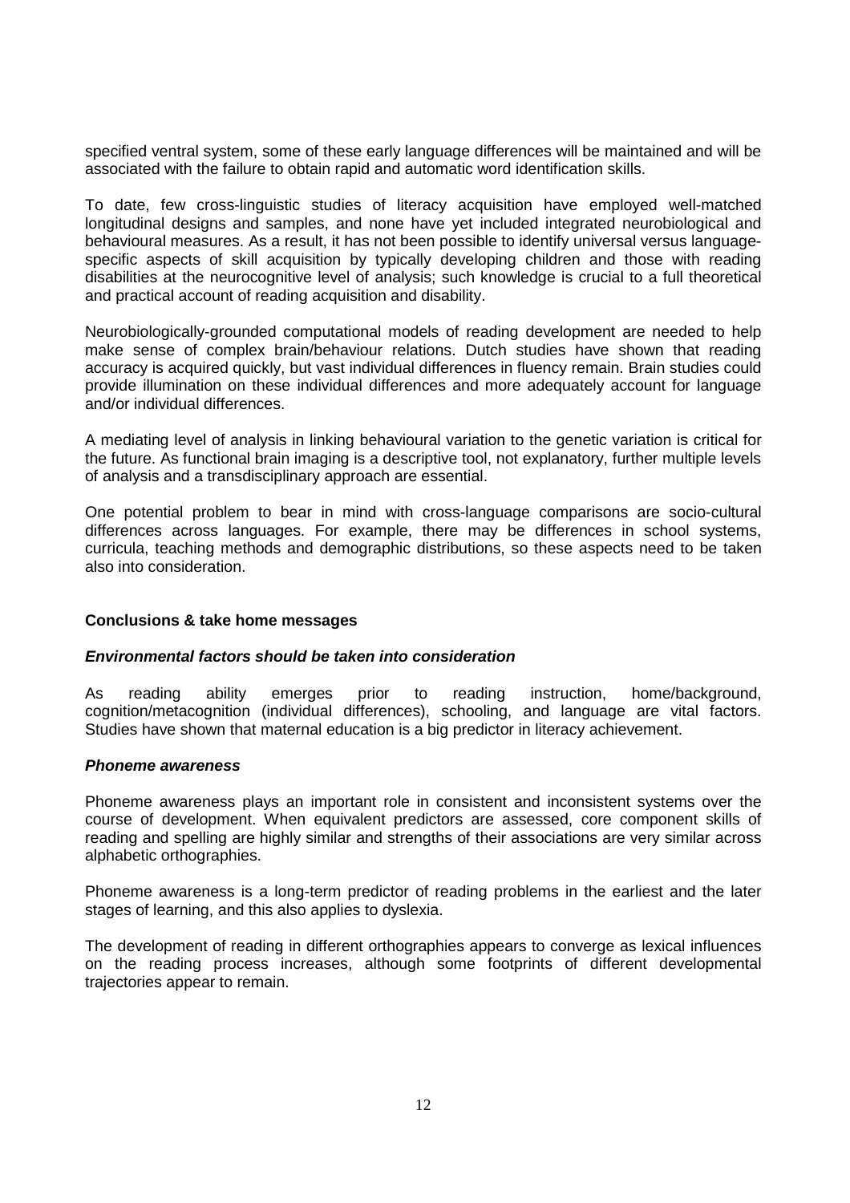specified ventral system, some of these early language differences will be maintained and will be associated with the failure to obtain rapid and automatic word identification skills.

To date, few cross-linguistic studies of literacy acquisition have employed well-matched longitudinal designs and samples, and none have yet included integrated neurobiological and behavioural measures. As a result, it has not been possible to identify universal versus language-specific aspects of skill acquisition by typically developing children and those with reading disabilities at the neurocognitive level of analysis; such knowledge is crucial to a full theoretical and practical account of reading acquisition and disability.

Neurobiologically-grounded computational models of reading development are needed to help make sense of complex brain/behaviour relations. Dutch studies have shown that reading accuracy is acquired quickly, but vast individual differences in fluency remain. Brain studies could provide illumination on these individual differences and more adequately account for language and/or individual differences.

A mediating level of analysis in linking behavioural variation to the genetic variation is critical for the future. As functional brain imaging is a descriptive tool, not explanatory, further multiple levels of analysis and a transdisciplinary approach are essential.

One potential problem to bear in mind with cross-language comparisons are socio-cultural differences across languages. For example, there may be differences in school systems, curricula, teaching methods and demographic distributions, so these aspects need to be taken also into consideration.

## Conclusions & take home messages

### *Environmental factors should be taken into consideration*

As reading ability emerges prior to reading instruction, home/background, cognition/metacognition (individual differences), schooling, and language are vital factors. Studies have shown that maternal education is a big predictor in literacy achievement.

### *Phoneme awareness*

Phoneme awareness plays an important role in consistent and inconsistent systems over the course of development. When equivalent predictors are assessed, core component skills of reading and spelling are highly similar and strengths of their associations are very similar across alphabetic orthographies.

Phoneme awareness is a long-term predictor of reading problems in the earliest and the later stages of learning, and this also applies to dyslexia.

The development of reading in different orthographies appears to converge as lexical influences on the reading process increases, although some footprints of different developmental trajectories appear to remain.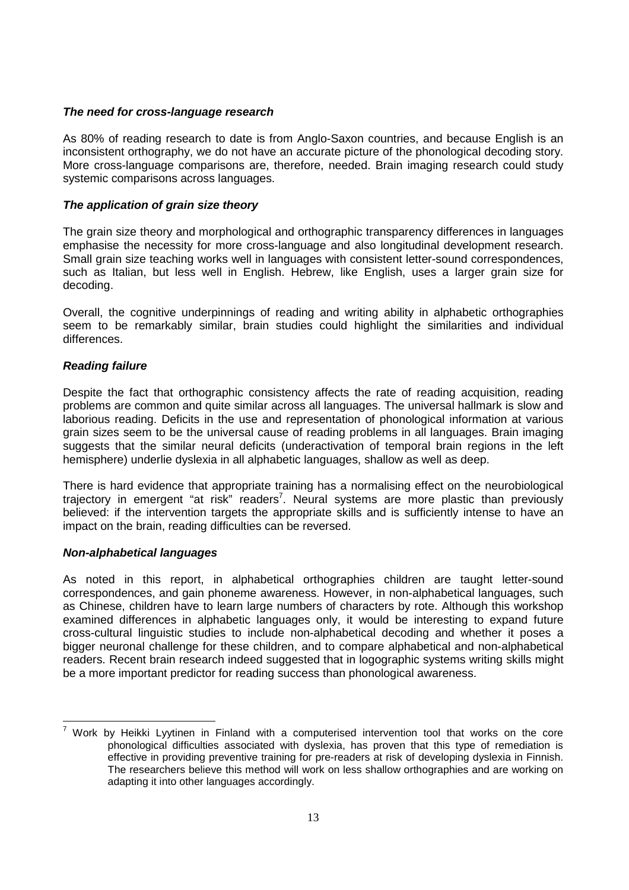### *The need for cross-language research*

As 80% of reading research to date is from Anglo-Saxon countries, and because English is an inconsistent orthography, we do not have an accurate picture of the phonological decoding story. More cross-language comparisons are, therefore, needed. Brain imaging research could study systemic comparisons across languages.

### *The application of grain size theory*

The grain size theory and morphological and orthographic transparency differences in languages emphasise the necessity for more cross-language and also longitudinal development research. Small grain size teaching works well in languages with consistent letter-sound correspondences, such as Italian, but less well in English. Hebrew, like English, uses a larger grain size for decoding.

Overall, the cognitive underpinnings of reading and writing ability in alphabetic orthographies seem to be remarkably similar, brain studies could highlight the similarities and individual differences.

### *Reading failure*

Despite the fact that orthographic consistency affects the rate of reading acquisition, reading problems are common and quite similar across all languages. The universal hallmark is slow and laborious reading. Deficits in the use and representation of phonological information at various grain sizes seem to be the universal cause of reading problems in all languages. Brain imaging suggests that the similar neural deficits (underactivation of temporal brain regions in the left hemisphere) underlie dyslexia in all alphabetic languages, shallow as well as deep.

There is hard evidence that appropriate training has a normalising effect on the neurobiological trajectory in emergent "at risk" readers[7]. Neural systems are more plastic than previously believed: if the intervention targets the appropriate skills and is sufficiently intense to have an impact on the brain, reading difficulties can be reversed.

### *Non-alphabetical languages*

As noted in this report, in alphabetical orthographies children are taught letter-sound correspondences, and gain phoneme awareness. However, in non-alphabetical languages, such as Chinese, children have to learn large numbers of characters by rote. Although this workshop examined differences in alphabetic languages only, it would be interesting to expand future cross-cultural linguistic studies to include non-alphabetical decoding and whether it poses a bigger neuronal challenge for these children, and to compare alphabetical and non-alphabetical readers. Recent brain research indeed suggested that in logographic systems writing skills might be a more important predictor for reading success than phonological awareness.

---

[7] Work by Heikki Lyytinen in Finland with a computerised intervention tool that works on the core phonological difficulties associated with dyslexia, has proven that this type of remediation is effective in providing preventive training for pre-readers at risk of developing dyslexia in Finnish. The researchers believe this method will work on less shallow orthographies and are working on adapting it into other languages accordingly.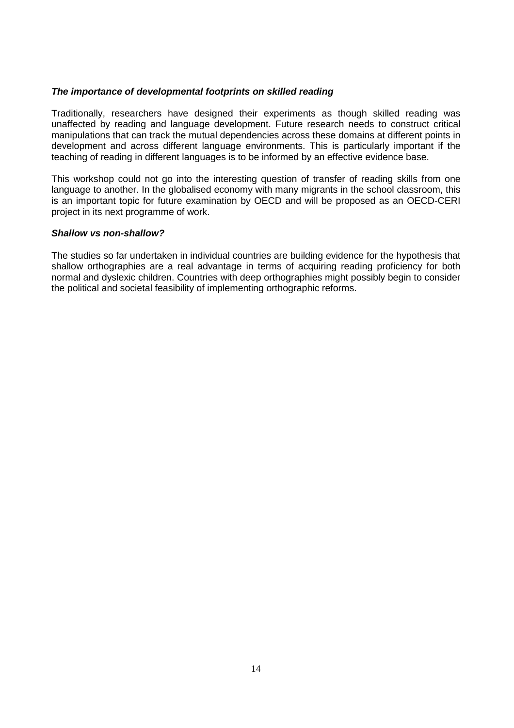***The importance of developmental footprints on skilled reading***

Traditionally, researchers have designed their experiments as though skilled reading was unaffected by reading and language development. Future research needs to construct critical manipulations that can track the mutual dependencies across these domains at different points in development and across different language environments. This is particularly important if the teaching of reading in different languages is to be informed by an effective evidence base.

This workshop could not go into the interesting question of transfer of reading skills from one language to another. In the globalised economy with many migrants in the school classroom, this is an important topic for future examination by OECD and will be proposed as an OECD-CERI project in its next programme of work.

***Shallow vs non-shallow?***

The studies so far undertaken in individual countries are building evidence for the hypothesis that shallow orthographies are a real advantage in terms of acquiring reading proficiency for both normal and dyslexic children. Countries with deep orthographies might possibly begin to consider the political and societal feasibility of implementing orthographic reforms.